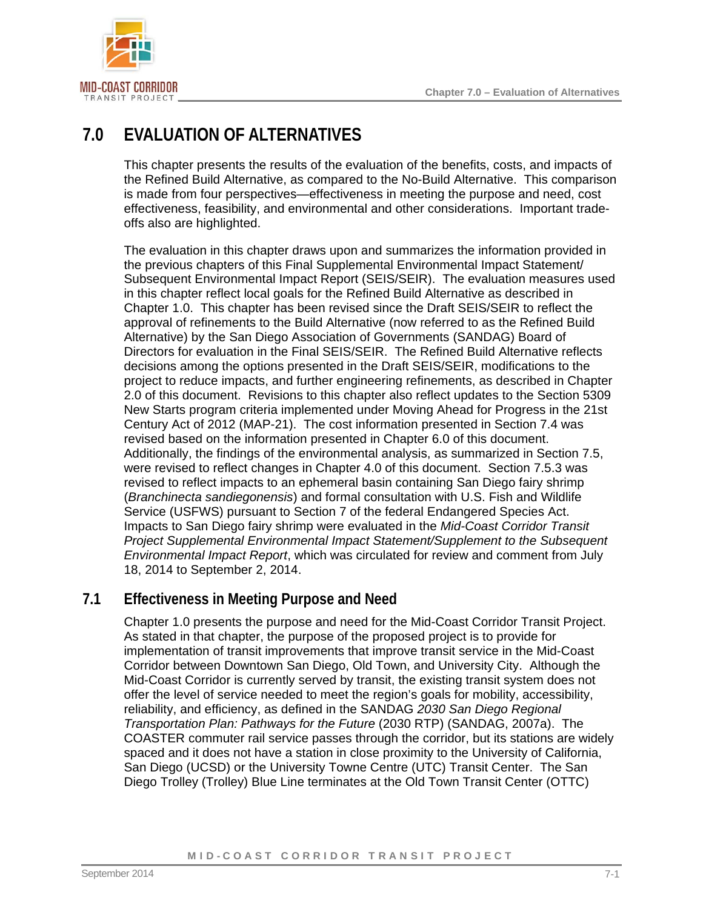# 7.0 EVALUATION OF ALTERNATIVES

This chapter presents the results of the evaluation of the benefits, costs, and impacts of the Refined Build Alternative, as compared to the No-Build Alternative. This comparison is made from four perspectives—effectiveness in meeting the purpose and need, cost effectiveness, feasibility, and environmental and other considerations. Important trade-offs also are highlighted.

The evaluation in this chapter draws upon and summarizes the information provided in the previous chapters of this Final Supplemental Environmental Impact Statement/ Subsequent Environmental Impact Report (SEIS/SEIR). The evaluation measures used in this chapter reflect local goals for the Refined Build Alternative as described in Chapter 1.0. This chapter has been revised since the Draft SEIS/SEIR to reflect the approval of refinements to the Build Alternative (now referred to as the Refined Build Alternative) by the San Diego Association of Governments (SANDAG) Board of Directors for evaluation in the Final SEIS/SEIR. The Refined Build Alternative reflects decisions among the options presented in the Draft SEIS/SEIR, modifications to the project to reduce impacts, and further engineering refinements, as described in Chapter 2.0 of this document. Revisions to this chapter also reflect updates to the Section 5309 New Starts program criteria implemented under Moving Ahead for Progress in the 21st Century Act of 2012 (MAP-21). The cost information presented in Section 7.4 was revised based on the information presented in Chapter 6.0 of this document. Additionally, the findings of the environmental analysis, as summarized in Section 7.5, were revised to reflect changes in Chapter 4.0 of this document. Section 7.5.3 was revised to reflect impacts to an ephemeral basin containing San Diego fairy shrimp (*Branchinecta sandiegonensis*) and formal consultation with U.S. Fish and Wildlife Service (USFWS) pursuant to Section 7 of the federal Endangered Species Act. Impacts to San Diego fairy shrimp were evaluated in the *Mid-Coast Corridor Transit Project Supplemental Environmental Impact Statement/Supplement to the Subsequent Environmental Impact Report*, which was circulated for review and comment from July 18, 2014 to September 2, 2014.

## 7.1 Effectiveness in Meeting Purpose and Need

Chapter 1.0 presents the purpose and need for the Mid-Coast Corridor Transit Project. As stated in that chapter, the purpose of the proposed project is to provide for implementation of transit improvements that improve transit service in the Mid-Coast Corridor between Downtown San Diego, Old Town, and University City. Although the Mid-Coast Corridor is currently served by transit, the existing transit system does not offer the level of service needed to meet the region's goals for mobility, accessibility, reliability, and efficiency, as defined in the SANDAG *2030 San Diego Regional Transportation Plan: Pathways for the Future* (2030 RTP) (SANDAG, 2007a). The COASTER commuter rail service passes through the corridor, but its stations are widely spaced and it does not have a station in close proximity to the University of California, San Diego (UCSD) or the University Towne Centre (UTC) Transit Center. The San Diego Trolley (Trolley) Blue Line terminates at the Old Town Transit Center (OTTC)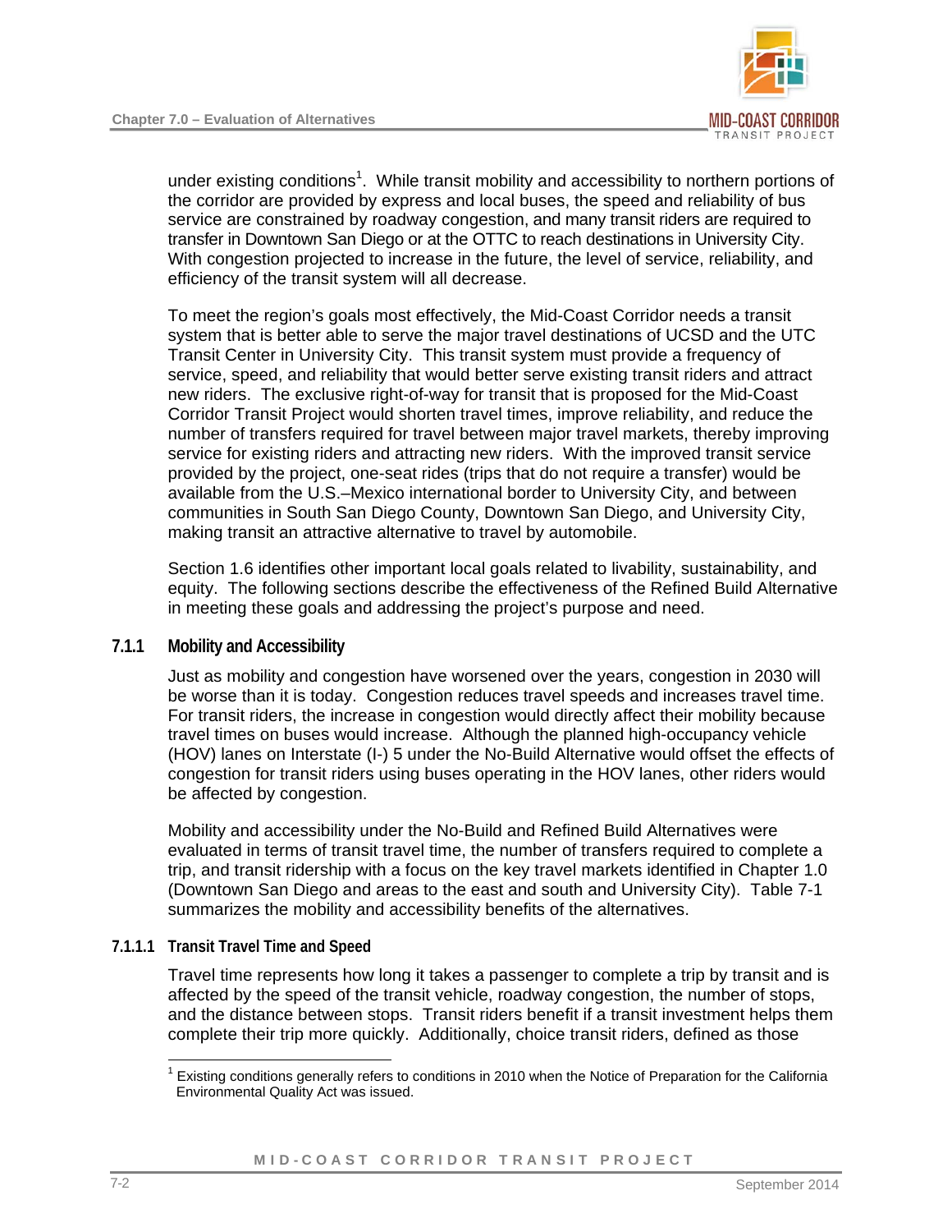under existing conditions[1]. While transit mobility and accessibility to northern portions of the corridor are provided by express and local buses, the speed and reliability of bus service are constrained by roadway congestion, and many transit riders are required to transfer in Downtown San Diego or at the OTTC to reach destinations in University City. With congestion projected to increase in the future, the level of service, reliability, and efficiency of the transit system will all decrease.

To meet the region's goals most effectively, the Mid-Coast Corridor needs a transit system that is better able to serve the major travel destinations of UCSD and the UTC Transit Center in University City. This transit system must provide a frequency of service, speed, and reliability that would better serve existing transit riders and attract new riders. The exclusive right-of-way for transit that is proposed for the Mid-Coast Corridor Transit Project would shorten travel times, improve reliability, and reduce the number of transfers required for travel between major travel markets, thereby improving service for existing riders and attracting new riders. With the improved transit service provided by the project, one-seat rides (trips that do not require a transfer) would be available from the U.S.–Mexico international border to University City, and between communities in South San Diego County, Downtown San Diego, and University City, making transit an attractive alternative to travel by automobile.

Section 1.6 identifies other important local goals related to livability, sustainability, and equity. The following sections describe the effectiveness of the Refined Build Alternative in meeting these goals and addressing the project's purpose and need.

### 7.1.1 Mobility and Accessibility

Just as mobility and congestion have worsened over the years, congestion in 2030 will be worse than it is today. Congestion reduces travel speeds and increases travel time. For transit riders, the increase in congestion would directly affect their mobility because travel times on buses would increase. Although the planned high-occupancy vehicle (HOV) lanes on Interstate (I-) 5 under the No-Build Alternative would offset the effects of congestion for transit riders using buses operating in the HOV lanes, other riders would be affected by congestion.

Mobility and accessibility under the No-Build and Refined Build Alternatives were evaluated in terms of transit travel time, the number of transfers required to complete a trip, and transit ridership with a focus on the key travel markets identified in Chapter 1.0 (Downtown San Diego and areas to the east and south and University City). Table 7-1 summarizes the mobility and accessibility benefits of the alternatives.

#### 7.1.1.1 Transit Travel Time and Speed

Travel time represents how long it takes a passenger to complete a trip by transit and is affected by the speed of the transit vehicle, roadway congestion, the number of stops, and the distance between stops. Transit riders benefit if a transit investment helps them complete their trip more quickly. Additionally, choice transit riders, defined as those

---

[1] Existing conditions generally refers to conditions in 2010 when the Notice of Preparation for the California Environmental Quality Act was issued.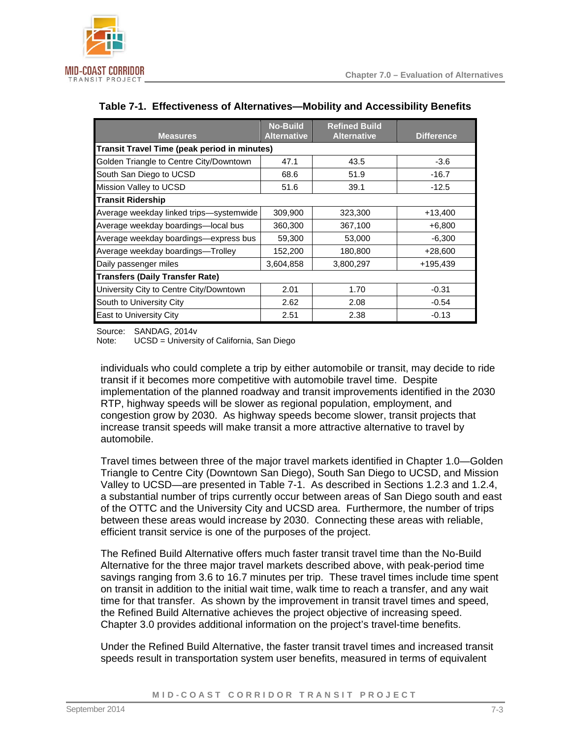**Table 7-1. Effectiveness of Alternatives—Mobility and Accessibility Benefits**

| Measures | No-Build Alternative | Refined Build Alternative | Difference |
|---|---|---|---|
| **Transit Travel Time (peak period in minutes)** | | | |
| Golden Triangle to Centre City/Downtown | 47.1 | 43.5 | -3.6 |
| South San Diego to UCSD | 68.6 | 51.9 | -16.7 |
| Mission Valley to UCSD | 51.6 | 39.1 | -12.5 |
| **Transit Ridership** | | | |
| Average weekday linked trips—systemwide | 309,900 | 323,300 | +13,400 |
| Average weekday boardings—local bus | 360,300 | 367,100 | +6,800 |
| Average weekday boardings—express bus | 59,300 | 53,000 | -6,300 |
| Average weekday boardings—Trolley | 152,200 | 180,800 | +28,600 |
| Daily passenger miles | 3,604,858 | 3,800,297 | +195,439 |
| **Transfers (Daily Transfer Rate)** | | | |
| University City to Centre City/Downtown | 2.01 | 1.70 | -0.31 |
| South to University City | 2.62 | 2.08 | -0.54 |
| East to University City | 2.51 | 2.38 | -0.13 |

Source: SANDAG, 2014v
Note: UCSD = University of California, San Diego

individuals who could complete a trip by either automobile or transit, may decide to ride transit if it becomes more competitive with automobile travel time. Despite implementation of the planned roadway and transit improvements identified in the 2030 RTP, highway speeds will be slower as regional population, employment, and congestion grow by 2030. As highway speeds become slower, transit projects that increase transit speeds will make transit a more attractive alternative to travel by automobile.

Travel times between three of the major travel markets identified in Chapter 1.0—Golden Triangle to Centre City (Downtown San Diego), South San Diego to UCSD, and Mission Valley to UCSD—are presented in Table 7-1. As described in Sections 1.2.3 and 1.2.4, a substantial number of trips currently occur between areas of San Diego south and east of the OTTC and the University City and UCSD area. Furthermore, the number of trips between these areas would increase by 2030. Connecting these areas with reliable, efficient transit service is one of the purposes of the project.

The Refined Build Alternative offers much faster transit travel time than the No-Build Alternative for the three major travel markets described above, with peak-period time savings ranging from 3.6 to 16.7 minutes per trip. These travel times include time spent on transit in addition to the initial wait time, walk time to reach a transfer, and any wait time for that transfer. As shown by the improvement in transit travel times and speed, the Refined Build Alternative achieves the project objective of increasing speed. Chapter 3.0 provides additional information on the project's travel-time benefits.

Under the Refined Build Alternative, the faster transit travel times and increased transit speeds result in transportation system user benefits, measured in terms of equivalent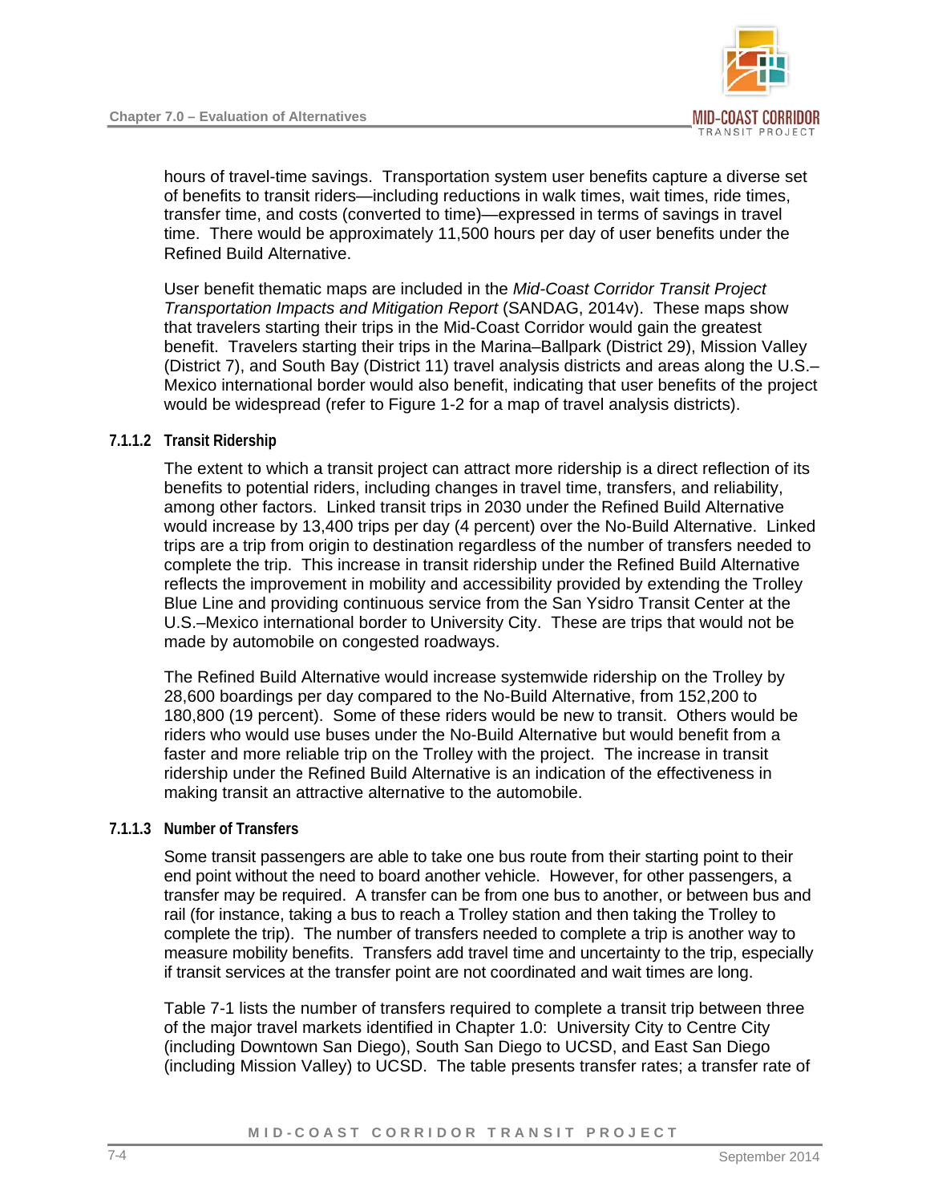hours of travel-time savings. Transportation system user benefits capture a diverse set of benefits to transit riders—including reductions in walk times, wait times, ride times, transfer time, and costs (converted to time)—expressed in terms of savings in travel time. There would be approximately 11,500 hours per day of user benefits under the Refined Build Alternative.

User benefit thematic maps are included in the *Mid-Coast Corridor Transit Project Transportation Impacts and Mitigation Report* (SANDAG, 2014v). These maps show that travelers starting their trips in the Mid-Coast Corridor would gain the greatest benefit. Travelers starting their trips in the Marina–Ballpark (District 29), Mission Valley (District 7), and South Bay (District 11) travel analysis districts and areas along the U.S.–Mexico international border would also benefit, indicating that user benefits of the project would be widespread (refer to Figure 1-2 for a map of travel analysis districts).

#### 7.1.1.2 Transit Ridership

The extent to which a transit project can attract more ridership is a direct reflection of its benefits to potential riders, including changes in travel time, transfers, and reliability, among other factors. Linked transit trips in 2030 under the Refined Build Alternative would increase by 13,400 trips per day (4 percent) over the No-Build Alternative. Linked trips are a trip from origin to destination regardless of the number of transfers needed to complete the trip. This increase in transit ridership under the Refined Build Alternative reflects the improvement in mobility and accessibility provided by extending the Trolley Blue Line and providing continuous service from the San Ysidro Transit Center at the U.S.–Mexico international border to University City. These are trips that would not be made by automobile on congested roadways.

The Refined Build Alternative would increase systemwide ridership on the Trolley by 28,600 boardings per day compared to the No-Build Alternative, from 152,200 to 180,800 (19 percent). Some of these riders would be new to transit. Others would be riders who would use buses under the No-Build Alternative but would benefit from a faster and more reliable trip on the Trolley with the project. The increase in transit ridership under the Refined Build Alternative is an indication of the effectiveness in making transit an attractive alternative to the automobile.

#### 7.1.1.3 Number of Transfers

Some transit passengers are able to take one bus route from their starting point to their end point without the need to board another vehicle. However, for other passengers, a transfer may be required. A transfer can be from one bus to another, or between bus and rail (for instance, taking a bus to reach a Trolley station and then taking the Trolley to complete the trip). The number of transfers needed to complete a trip is another way to measure mobility benefits. Transfers add travel time and uncertainty to the trip, especially if transit services at the transfer point are not coordinated and wait times are long.

Table 7-1 lists the number of transfers required to complete a transit trip between three of the major travel markets identified in Chapter 1.0: University City to Centre City (including Downtown San Diego), South San Diego to UCSD, and East San Diego (including Mission Valley) to UCSD. The table presents transfer rates; a transfer rate of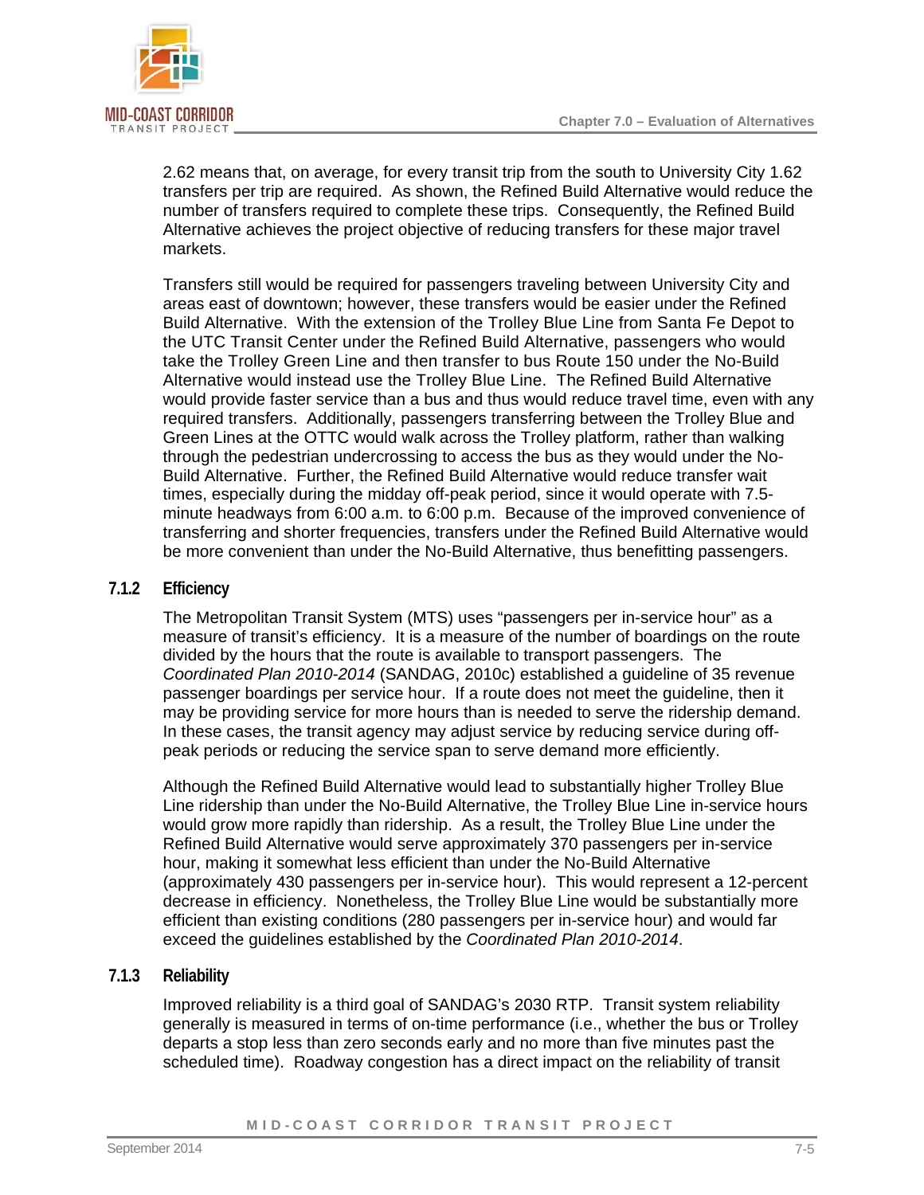2.62 means that, on average, for every transit trip from the south to University City 1.62 transfers per trip are required. As shown, the Refined Build Alternative would reduce the number of transfers required to complete these trips. Consequently, the Refined Build Alternative achieves the project objective of reducing transfers for these major travel markets.

Transfers still would be required for passengers traveling between University City and areas east of downtown; however, these transfers would be easier under the Refined Build Alternative. With the extension of the Trolley Blue Line from Santa Fe Depot to the UTC Transit Center under the Refined Build Alternative, passengers who would take the Trolley Green Line and then transfer to bus Route 150 under the No-Build Alternative would instead use the Trolley Blue Line. The Refined Build Alternative would provide faster service than a bus and thus would reduce travel time, even with any required transfers. Additionally, passengers transferring between the Trolley Blue and Green Lines at the OTTC would walk across the Trolley platform, rather than walking through the pedestrian undercrossing to access the bus as they would under the No-Build Alternative. Further, the Refined Build Alternative would reduce transfer wait times, especially during the midday off-peak period, since it would operate with 7.5-minute headways from 6:00 a.m. to 6:00 p.m. Because of the improved convenience of transferring and shorter frequencies, transfers under the Refined Build Alternative would be more convenient than under the No-Build Alternative, thus benefitting passengers.

### 7.1.2 Efficiency

The Metropolitan Transit System (MTS) uses "passengers per in-service hour" as a measure of transit's efficiency. It is a measure of the number of boardings on the route divided by the hours that the route is available to transport passengers. The *Coordinated Plan 2010-2014* (SANDAG, 2010c) established a guideline of 35 revenue passenger boardings per service hour. If a route does not meet the guideline, then it may be providing service for more hours than is needed to serve the ridership demand. In these cases, the transit agency may adjust service by reducing service during off-peak periods or reducing the service span to serve demand more efficiently.

Although the Refined Build Alternative would lead to substantially higher Trolley Blue Line ridership than under the No-Build Alternative, the Trolley Blue Line in-service hours would grow more rapidly than ridership. As a result, the Trolley Blue Line under the Refined Build Alternative would serve approximately 370 passengers per in-service hour, making it somewhat less efficient than under the No-Build Alternative (approximately 430 passengers per in-service hour). This would represent a 12-percent decrease in efficiency. Nonetheless, the Trolley Blue Line would be substantially more efficient than existing conditions (280 passengers per in-service hour) and would far exceed the guidelines established by the *Coordinated Plan 2010-2014*.

### 7.1.3 Reliability

Improved reliability is a third goal of SANDAG's 2030 RTP. Transit system reliability generally is measured in terms of on-time performance (i.e., whether the bus or Trolley departs a stop less than zero seconds early and no more than five minutes past the scheduled time). Roadway congestion has a direct impact on the reliability of transit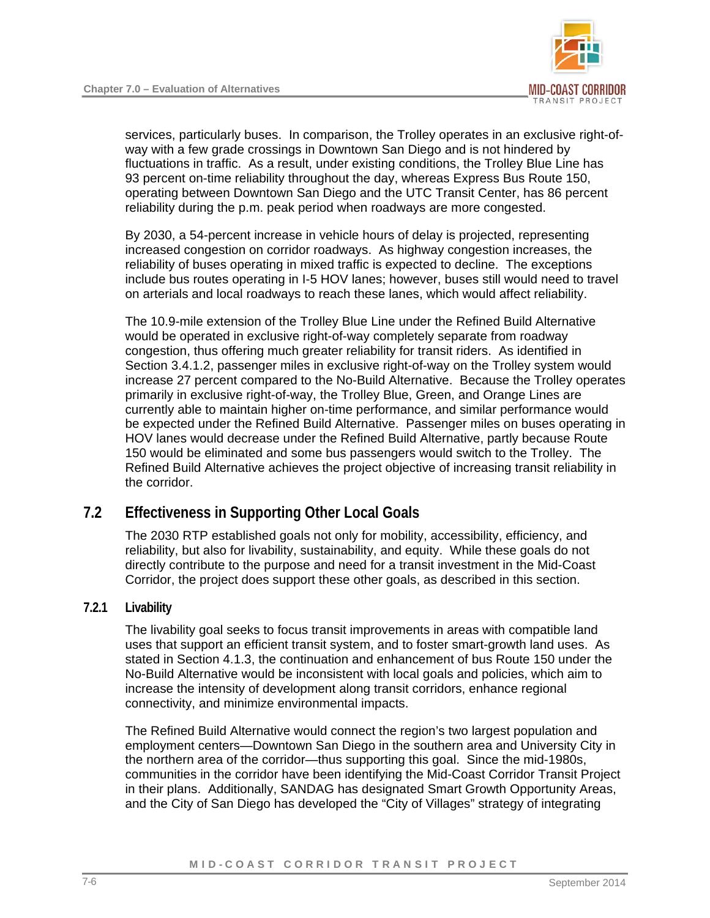services, particularly buses. In comparison, the Trolley operates in an exclusive right-of-way with a few grade crossings in Downtown San Diego and is not hindered by fluctuations in traffic. As a result, under existing conditions, the Trolley Blue Line has 93 percent on-time reliability throughout the day, whereas Express Bus Route 150, operating between Downtown San Diego and the UTC Transit Center, has 86 percent reliability during the p.m. peak period when roadways are more congested.

By 2030, a 54-percent increase in vehicle hours of delay is projected, representing increased congestion on corridor roadways. As highway congestion increases, the reliability of buses operating in mixed traffic is expected to decline. The exceptions include bus routes operating in I-5 HOV lanes; however, buses still would need to travel on arterials and local roadways to reach these lanes, which would affect reliability.

The 10.9-mile extension of the Trolley Blue Line under the Refined Build Alternative would be operated in exclusive right-of-way completely separate from roadway congestion, thus offering much greater reliability for transit riders. As identified in Section 3.4.1.2, passenger miles in exclusive right-of-way on the Trolley system would increase 27 percent compared to the No-Build Alternative. Because the Trolley operates primarily in exclusive right-of-way, the Trolley Blue, Green, and Orange Lines are currently able to maintain higher on-time performance, and similar performance would be expected under the Refined Build Alternative. Passenger miles on buses operating in HOV lanes would decrease under the Refined Build Alternative, partly because Route 150 would be eliminated and some bus passengers would switch to the Trolley. The Refined Build Alternative achieves the project objective of increasing transit reliability in the corridor.

## 7.2 Effectiveness in Supporting Other Local Goals

The 2030 RTP established goals not only for mobility, accessibility, efficiency, and reliability, but also for livability, sustainability, and equity. While these goals do not directly contribute to the purpose and need for a transit investment in the Mid-Coast Corridor, the project does support these other goals, as described in this section.

### 7.2.1 Livability

The livability goal seeks to focus transit improvements in areas with compatible land uses that support an efficient transit system, and to foster smart-growth land uses. As stated in Section 4.1.3, the continuation and enhancement of bus Route 150 under the No-Build Alternative would be inconsistent with local goals and policies, which aim to increase the intensity of development along transit corridors, enhance regional connectivity, and minimize environmental impacts.

The Refined Build Alternative would connect the region's two largest population and employment centers—Downtown San Diego in the southern area and University City in the northern area of the corridor—thus supporting this goal. Since the mid-1980s, communities in the corridor have been identifying the Mid-Coast Corridor Transit Project in their plans. Additionally, SANDAG has designated Smart Growth Opportunity Areas, and the City of San Diego has developed the "City of Villages" strategy of integrating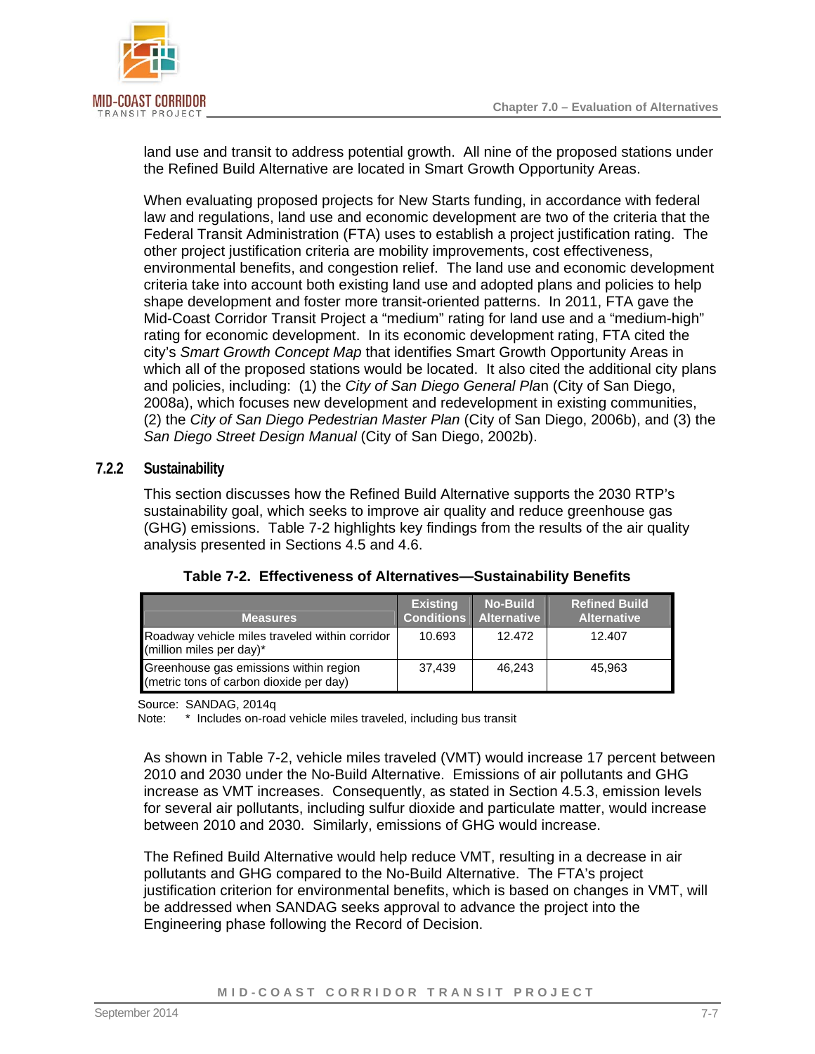land use and transit to address potential growth. All nine of the proposed stations under the Refined Build Alternative are located in Smart Growth Opportunity Areas.

When evaluating proposed projects for New Starts funding, in accordance with federal law and regulations, land use and economic development are two of the criteria that the Federal Transit Administration (FTA) uses to establish a project justification rating. The other project justification criteria are mobility improvements, cost effectiveness, environmental benefits, and congestion relief. The land use and economic development criteria take into account both existing land use and adopted plans and policies to help shape development and foster more transit-oriented patterns. In 2011, FTA gave the Mid-Coast Corridor Transit Project a “medium” rating for land use and a “medium-high” rating for economic development. In its economic development rating, FTA cited the city’s *Smart Growth Concept Map* that identifies Smart Growth Opportunity Areas in which all of the proposed stations would be located. It also cited the additional city plans and policies, including: (1) the *City of San Diego General Pla*n (City of San Diego, 2008a), which focuses new development and redevelopment in existing communities, (2) the *City of San Diego Pedestrian Master Plan* (City of San Diego, 2006b), and (3) the *San Diego Street Design Manual* (City of San Diego, 2002b).

### 7.2.2 Sustainability

This section discusses how the Refined Build Alternative supports the 2030 RTP’s sustainability goal, which seeks to improve air quality and reduce greenhouse gas (GHG) emissions. Table 7-2 highlights key findings from the results of the air quality analysis presented in Sections 4.5 and 4.6.

**Table 7-2. Effectiveness of Alternatives—Sustainability Benefits**

| Measures | Existing Conditions | No-Build Alternative | Refined Build Alternative |
|---|---|---|---|
| Roadway vehicle miles traveled within corridor (million miles per day)* | 10.693 | 12.472 | 12.407 |
| Greenhouse gas emissions within region (metric tons of carbon dioxide per day) | 37,439 | 46,243 | 45,963 |

Source: SANDAG, 2014q
Note: * Includes on-road vehicle miles traveled, including bus transit

As shown in Table 7-2, vehicle miles traveled (VMT) would increase 17 percent between 2010 and 2030 under the No-Build Alternative. Emissions of air pollutants and GHG increase as VMT increases. Consequently, as stated in Section 4.5.3, emission levels for several air pollutants, including sulfur dioxide and particulate matter, would increase between 2010 and 2030. Similarly, emissions of GHG would increase.

The Refined Build Alternative would help reduce VMT, resulting in a decrease in air pollutants and GHG compared to the No-Build Alternative. The FTA’s project justification criterion for environmental benefits, which is based on changes in VMT, will be addressed when SANDAG seeks approval to advance the project into the Engineering phase following the Record of Decision.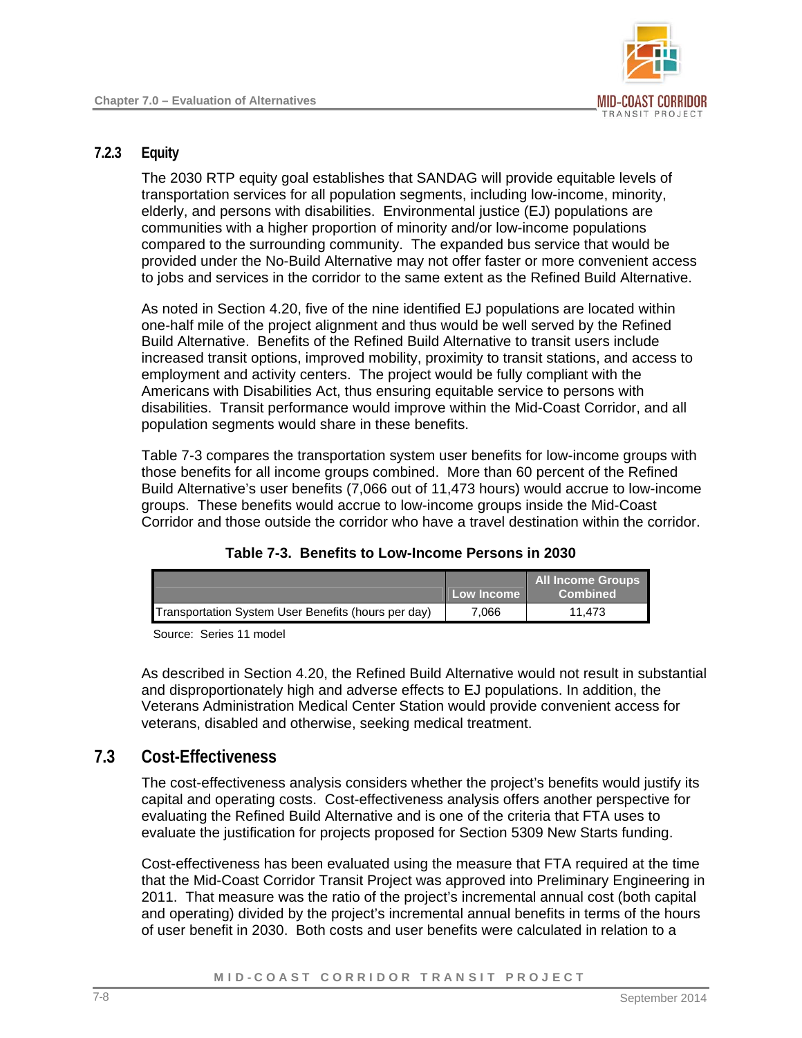### 7.2.3 Equity

The 2030 RTP equity goal establishes that SANDAG will provide equitable levels of transportation services for all population segments, including low-income, minority, elderly, and persons with disabilities. Environmental justice (EJ) populations are communities with a higher proportion of minority and/or low-income populations compared to the surrounding community. The expanded bus service that would be provided under the No-Build Alternative may not offer faster or more convenient access to jobs and services in the corridor to the same extent as the Refined Build Alternative.

As noted in Section 4.20, five of the nine identified EJ populations are located within one-half mile of the project alignment and thus would be well served by the Refined Build Alternative. Benefits of the Refined Build Alternative to transit users include increased transit options, improved mobility, proximity to transit stations, and access to employment and activity centers. The project would be fully compliant with the Americans with Disabilities Act, thus ensuring equitable service to persons with disabilities. Transit performance would improve within the Mid-Coast Corridor, and all population segments would share in these benefits.

Table 7-3 compares the transportation system user benefits for low-income groups with those benefits for all income groups combined. More than 60 percent of the Refined Build Alternative's user benefits (7,066 out of 11,473 hours) would accrue to low-income groups. These benefits would accrue to low-income groups inside the Mid-Coast Corridor and those outside the corridor who have a travel destination within the corridor.

**Table 7-3. Benefits to Low-Income Persons in 2030**

| | Low Income | All Income Groups Combined |
|---|---|---|
| Transportation System User Benefits (hours per day) | 7,066 | 11,473 |

Source: Series 11 model

As described in Section 4.20, the Refined Build Alternative would not result in substantial and disproportionately high and adverse effects to EJ populations. In addition, the Veterans Administration Medical Center Station would provide convenient access for veterans, disabled and otherwise, seeking medical treatment.

## 7.3 Cost-Effectiveness

The cost-effectiveness analysis considers whether the project's benefits would justify its capital and operating costs. Cost-effectiveness analysis offers another perspective for evaluating the Refined Build Alternative and is one of the criteria that FTA uses to evaluate the justification for projects proposed for Section 5309 New Starts funding.

Cost-effectiveness has been evaluated using the measure that FTA required at the time that the Mid-Coast Corridor Transit Project was approved into Preliminary Engineering in 2011. That measure was the ratio of the project's incremental annual cost (both capital and operating) divided by the project's incremental annual benefits in terms of the hours of user benefit in 2030. Both costs and user benefits were calculated in relation to a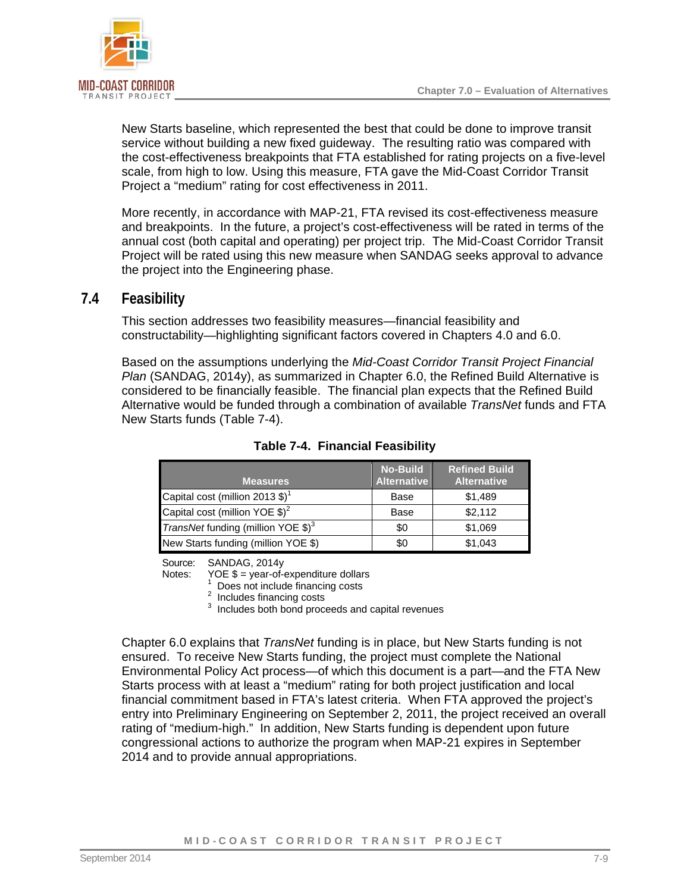New Starts baseline, which represented the best that could be done to improve transit service without building a new fixed guideway. The resulting ratio was compared with the cost-effectiveness breakpoints that FTA established for rating projects on a five-level scale, from high to low. Using this measure, FTA gave the Mid-Coast Corridor Transit Project a "medium" rating for cost effectiveness in 2011.

More recently, in accordance with MAP-21, FTA revised its cost-effectiveness measure and breakpoints. In the future, a project's cost-effectiveness will be rated in terms of the annual cost (both capital and operating) per project trip. The Mid-Coast Corridor Transit Project will be rated using this new measure when SANDAG seeks approval to advance the project into the Engineering phase.

## 7.4 Feasibility

This section addresses two feasibility measures—financial feasibility and constructability—highlighting significant factors covered in Chapters 4.0 and 6.0.

Based on the assumptions underlying the *Mid-Coast Corridor Transit Project Financial Plan* (SANDAG, 2014y), as summarized in Chapter 6.0, the Refined Build Alternative is considered to be financially feasible. The financial plan expects that the Refined Build Alternative would be funded through a combination of available *TransNet* funds and FTA New Starts funds (Table 7-4).

**Table 7-4. Financial Feasibility**

| Measures | No-Build Alternative | Refined Build Alternative |
|---|---|---|
| Capital cost (million 2013 $)[1] | Base | $1,489 |
| Capital cost (million YOE $)[2] | Base | $2,112 |
| *TransNet* funding (million YOE $)[3] | $0 | $1,069 |
| New Starts funding (million YOE $) | $0 | $1,043 |

Source: SANDAG, 2014y

Notes: YOE $ = year-of-expenditure dollars

[1] Does not include financing costs

[2] Includes financing costs

[3] Includes both bond proceeds and capital revenues

Chapter 6.0 explains that *TransNet* funding is in place, but New Starts funding is not ensured. To receive New Starts funding, the project must complete the National Environmental Policy Act process—of which this document is a part—and the FTA New Starts process with at least a "medium" rating for both project justification and local financial commitment based in FTA's latest criteria. When FTA approved the project's entry into Preliminary Engineering on September 2, 2011, the project received an overall rating of "medium-high." In addition, New Starts funding is dependent upon future congressional actions to authorize the program when MAP-21 expires in September 2014 and to provide annual appropriations.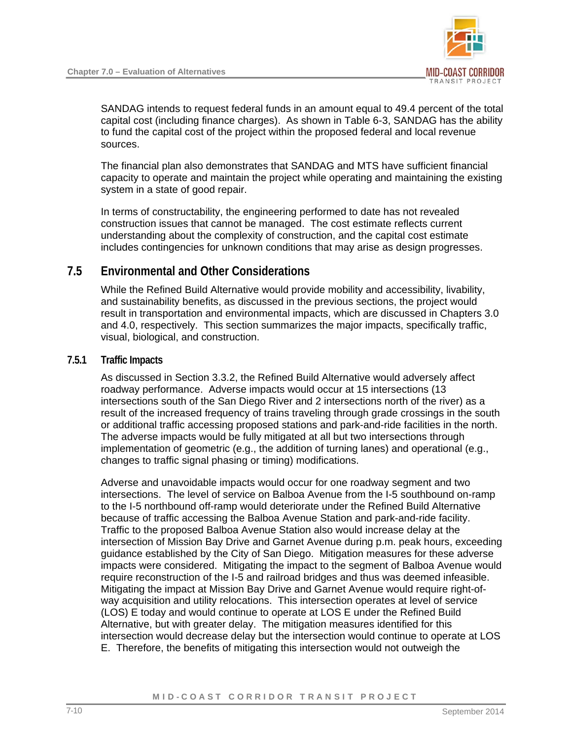SANDAG intends to request federal funds in an amount equal to 49.4 percent of the total capital cost (including finance charges). As shown in Table 6-3, SANDAG has the ability to fund the capital cost of the project within the proposed federal and local revenue sources.

The financial plan also demonstrates that SANDAG and MTS have sufficient financial capacity to operate and maintain the project while operating and maintaining the existing system in a state of good repair.

In terms of constructability, the engineering performed to date has not revealed construction issues that cannot be managed. The cost estimate reflects current understanding about the complexity of construction, and the capital cost estimate includes contingencies for unknown conditions that may arise as design progresses.

## 7.5 Environmental and Other Considerations

While the Refined Build Alternative would provide mobility and accessibility, livability, and sustainability benefits, as discussed in the previous sections, the project would result in transportation and environmental impacts, which are discussed in Chapters 3.0 and 4.0, respectively. This section summarizes the major impacts, specifically traffic, visual, biological, and construction.

### 7.5.1 Traffic Impacts

As discussed in Section 3.3.2, the Refined Build Alternative would adversely affect roadway performance. Adverse impacts would occur at 15 intersections (13 intersections south of the San Diego River and 2 intersections north of the river) as a result of the increased frequency of trains traveling through grade crossings in the south or additional traffic accessing proposed stations and park-and-ride facilities in the north. The adverse impacts would be fully mitigated at all but two intersections through implementation of geometric (e.g., the addition of turning lanes) and operational (e.g., changes to traffic signal phasing or timing) modifications.

Adverse and unavoidable impacts would occur for one roadway segment and two intersections. The level of service on Balboa Avenue from the I-5 southbound on-ramp to the I-5 northbound off-ramp would deteriorate under the Refined Build Alternative because of traffic accessing the Balboa Avenue Station and park-and-ride facility. Traffic to the proposed Balboa Avenue Station also would increase delay at the intersection of Mission Bay Drive and Garnet Avenue during p.m. peak hours, exceeding guidance established by the City of San Diego. Mitigation measures for these adverse impacts were considered. Mitigating the impact to the segment of Balboa Avenue would require reconstruction of the I-5 and railroad bridges and thus was deemed infeasible. Mitigating the impact at Mission Bay Drive and Garnet Avenue would require right-of-way acquisition and utility relocations. This intersection operates at level of service (LOS) E today and would continue to operate at LOS E under the Refined Build Alternative, but with greater delay. The mitigation measures identified for this intersection would decrease delay but the intersection would continue to operate at LOS E. Therefore, the benefits of mitigating this intersection would not outweigh the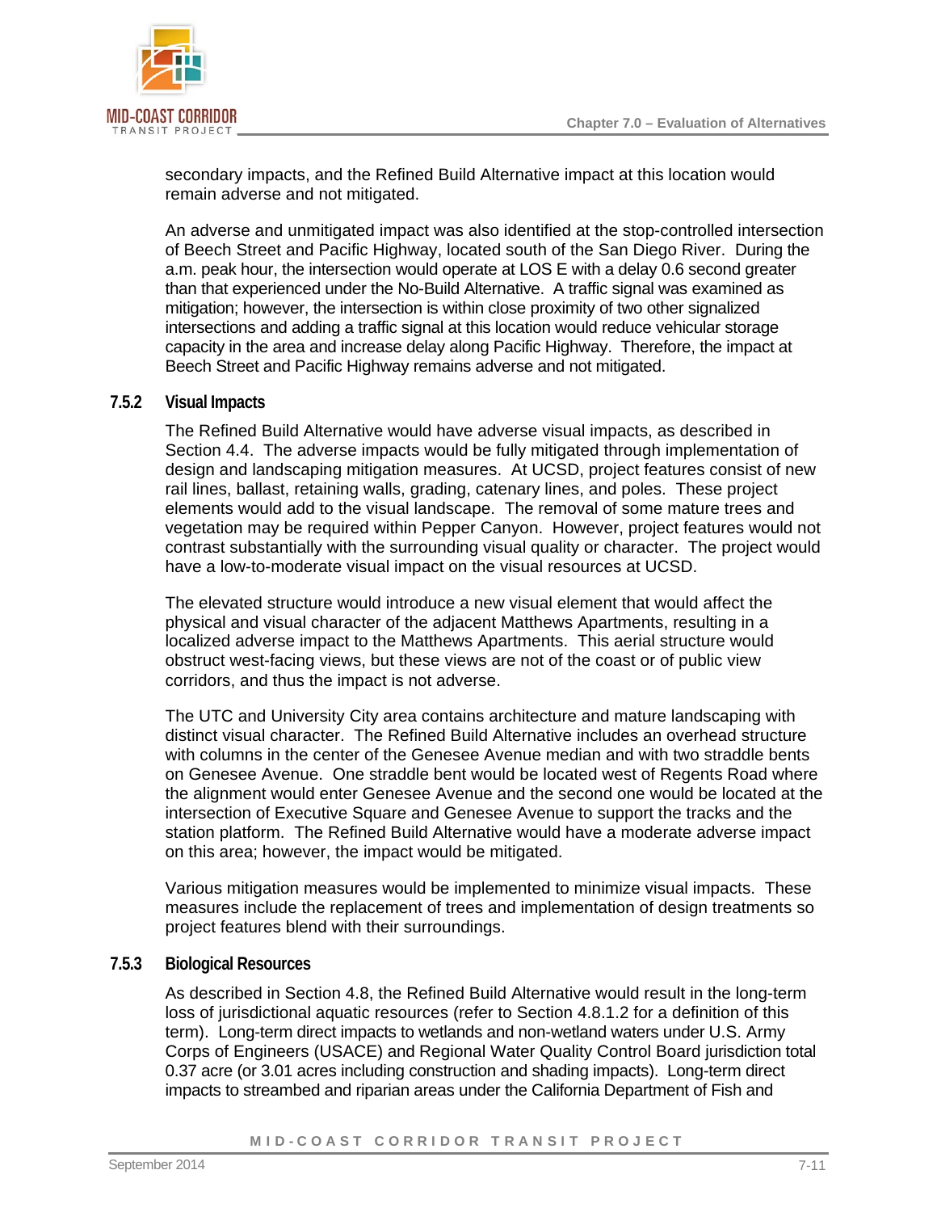secondary impacts, and the Refined Build Alternative impact at this location would remain adverse and not mitigated.

An adverse and unmitigated impact was also identified at the stop-controlled intersection of Beech Street and Pacific Highway, located south of the San Diego River. During the a.m. peak hour, the intersection would operate at LOS E with a delay 0.6 second greater than that experienced under the No-Build Alternative. A traffic signal was examined as mitigation; however, the intersection is within close proximity of two other signalized intersections and adding a traffic signal at this location would reduce vehicular storage capacity in the area and increase delay along Pacific Highway. Therefore, the impact at Beech Street and Pacific Highway remains adverse and not mitigated.

### 7.5.2 Visual Impacts

The Refined Build Alternative would have adverse visual impacts, as described in Section 4.4. The adverse impacts would be fully mitigated through implementation of design and landscaping mitigation measures. At UCSD, project features consist of new rail lines, ballast, retaining walls, grading, catenary lines, and poles. These project elements would add to the visual landscape. The removal of some mature trees and vegetation may be required within Pepper Canyon. However, project features would not contrast substantially with the surrounding visual quality or character. The project would have a low-to-moderate visual impact on the visual resources at UCSD.

The elevated structure would introduce a new visual element that would affect the physical and visual character of the adjacent Matthews Apartments, resulting in a localized adverse impact to the Matthews Apartments. This aerial structure would obstruct west-facing views, but these views are not of the coast or of public view corridors, and thus the impact is not adverse.

The UTC and University City area contains architecture and mature landscaping with distinct visual character. The Refined Build Alternative includes an overhead structure with columns in the center of the Genesee Avenue median and with two straddle bents on Genesee Avenue. One straddle bent would be located west of Regents Road where the alignment would enter Genesee Avenue and the second one would be located at the intersection of Executive Square and Genesee Avenue to support the tracks and the station platform. The Refined Build Alternative would have a moderate adverse impact on this area; however, the impact would be mitigated.

Various mitigation measures would be implemented to minimize visual impacts. These measures include the replacement of trees and implementation of design treatments so project features blend with their surroundings.

### 7.5.3 Biological Resources

As described in Section 4.8, the Refined Build Alternative would result in the long-term loss of jurisdictional aquatic resources (refer to Section 4.8.1.2 for a definition of this term). Long-term direct impacts to wetlands and non-wetland waters under U.S. Army Corps of Engineers (USACE) and Regional Water Quality Control Board jurisdiction total 0.37 acre (or 3.01 acres including construction and shading impacts). Long-term direct impacts to streambed and riparian areas under the California Department of Fish and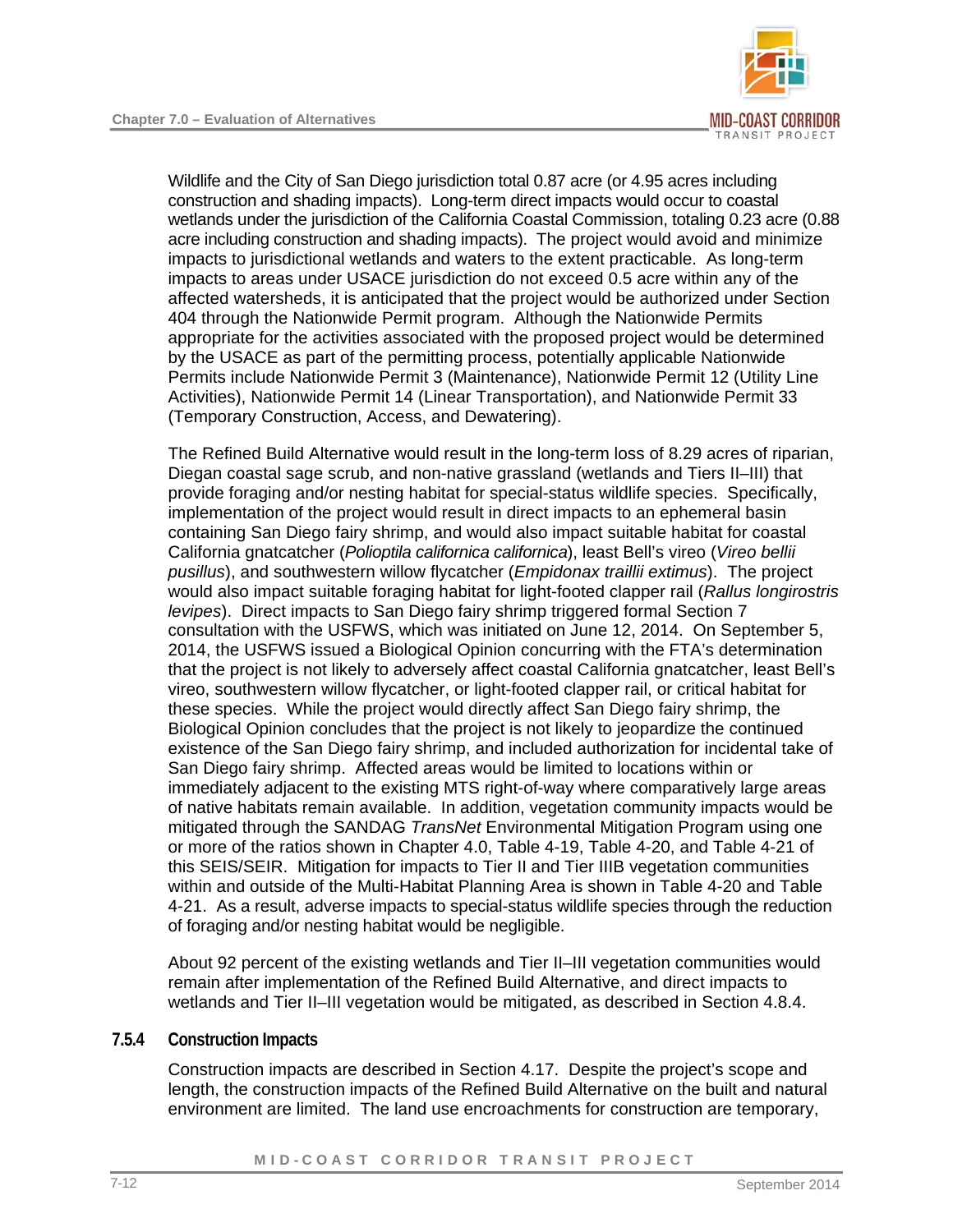Wildlife and the City of San Diego jurisdiction total 0.87 acre (or 4.95 acres including construction and shading impacts). Long-term direct impacts would occur to coastal wetlands under the jurisdiction of the California Coastal Commission, totaling 0.23 acre (0.88 acre including construction and shading impacts). The project would avoid and minimize impacts to jurisdictional wetlands and waters to the extent practicable. As long-term impacts to areas under USACE jurisdiction do not exceed 0.5 acre within any of the affected watersheds, it is anticipated that the project would be authorized under Section 404 through the Nationwide Permit program. Although the Nationwide Permits appropriate for the activities associated with the proposed project would be determined by the USACE as part of the permitting process, potentially applicable Nationwide Permits include Nationwide Permit 3 (Maintenance), Nationwide Permit 12 (Utility Line Activities), Nationwide Permit 14 (Linear Transportation), and Nationwide Permit 33 (Temporary Construction, Access, and Dewatering).

The Refined Build Alternative would result in the long-term loss of 8.29 acres of riparian, Diegan coastal sage scrub, and non-native grassland (wetlands and Tiers II–III) that provide foraging and/or nesting habitat for special-status wildlife species. Specifically, implementation of the project would result in direct impacts to an ephemeral basin containing San Diego fairy shrimp, and would also impact suitable habitat for coastal California gnatcatcher (*Polioptila californica californica*), least Bell's vireo (*Vireo bellii pusillus*), and southwestern willow flycatcher (*Empidonax traillii extimus*). The project would also impact suitable foraging habitat for light-footed clapper rail (*Rallus longirostris levipes*). Direct impacts to San Diego fairy shrimp triggered formal Section 7 consultation with the USFWS, which was initiated on June 12, 2014. On September 5, 2014, the USFWS issued a Biological Opinion concurring with the FTA's determination that the project is not likely to adversely affect coastal California gnatcatcher, least Bell's vireo, southwestern willow flycatcher, or light-footed clapper rail, or critical habitat for these species. While the project would directly affect San Diego fairy shrimp, the Biological Opinion concludes that the project is not likely to jeopardize the continued existence of the San Diego fairy shrimp, and included authorization for incidental take of San Diego fairy shrimp. Affected areas would be limited to locations within or immediately adjacent to the existing MTS right-of-way where comparatively large areas of native habitats remain available. In addition, vegetation community impacts would be mitigated through the SANDAG *TransNet* Environmental Mitigation Program using one or more of the ratios shown in Chapter 4.0, Table 4-19, Table 4-20, and Table 4-21 of this SEIS/SEIR. Mitigation for impacts to Tier II and Tier IIIB vegetation communities within and outside of the Multi-Habitat Planning Area is shown in Table 4-20 and Table 4-21. As a result, adverse impacts to special-status wildlife species through the reduction of foraging and/or nesting habitat would be negligible.

About 92 percent of the existing wetlands and Tier II–III vegetation communities would remain after implementation of the Refined Build Alternative, and direct impacts to wetlands and Tier II–III vegetation would be mitigated, as described in Section 4.8.4.

### 7.5.4 Construction Impacts

Construction impacts are described in Section 4.17. Despite the project's scope and length, the construction impacts of the Refined Build Alternative on the built and natural environment are limited. The land use encroachments for construction are temporary,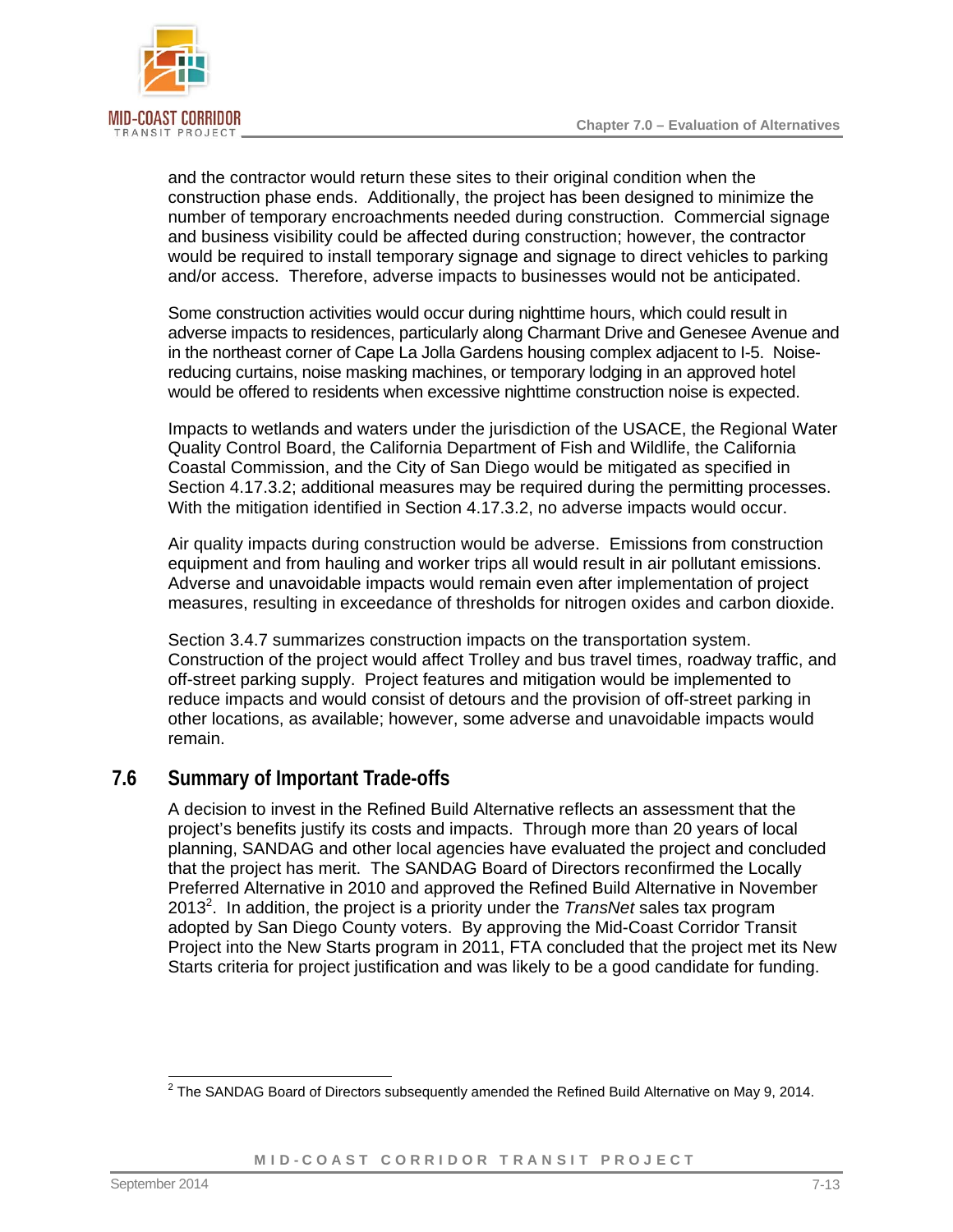and the contractor would return these sites to their original condition when the construction phase ends. Additionally, the project has been designed to minimize the number of temporary encroachments needed during construction. Commercial signage and business visibility could be affected during construction; however, the contractor would be required to install temporary signage and signage to direct vehicles to parking and/or access. Therefore, adverse impacts to businesses would not be anticipated.

Some construction activities would occur during nighttime hours, which could result in adverse impacts to residences, particularly along Charmant Drive and Genesee Avenue and in the northeast corner of Cape La Jolla Gardens housing complex adjacent to I-5. Noise-reducing curtains, noise masking machines, or temporary lodging in an approved hotel would be offered to residents when excessive nighttime construction noise is expected.

Impacts to wetlands and waters under the jurisdiction of the USACE, the Regional Water Quality Control Board, the California Department of Fish and Wildlife, the California Coastal Commission, and the City of San Diego would be mitigated as specified in Section 4.17.3.2; additional measures may be required during the permitting processes. With the mitigation identified in Section 4.17.3.2, no adverse impacts would occur.

Air quality impacts during construction would be adverse. Emissions from construction equipment and from hauling and worker trips all would result in air pollutant emissions. Adverse and unavoidable impacts would remain even after implementation of project measures, resulting in exceedance of thresholds for nitrogen oxides and carbon dioxide.

Section 3.4.7 summarizes construction impacts on the transportation system. Construction of the project would affect Trolley and bus travel times, roadway traffic, and off-street parking supply. Project features and mitigation would be implemented to reduce impacts and would consist of detours and the provision of off-street parking in other locations, as available; however, some adverse and unavoidable impacts would remain.

## 7.6 Summary of Important Trade-offs

A decision to invest in the Refined Build Alternative reflects an assessment that the project's benefits justify its costs and impacts. Through more than 20 years of local planning, SANDAG and other local agencies have evaluated the project and concluded that the project has merit. The SANDAG Board of Directors reconfirmed the Locally Preferred Alternative in 2010 and approved the Refined Build Alternative in November 2013[2]. In addition, the project is a priority under the *TransNet* sales tax program adopted by San Diego County voters. By approving the Mid-Coast Corridor Transit Project into the New Starts program in 2011, FTA concluded that the project met its New Starts criteria for project justification and was likely to be a good candidate for funding.

---

[2] The SANDAG Board of Directors subsequently amended the Refined Build Alternative on May 9, 2014.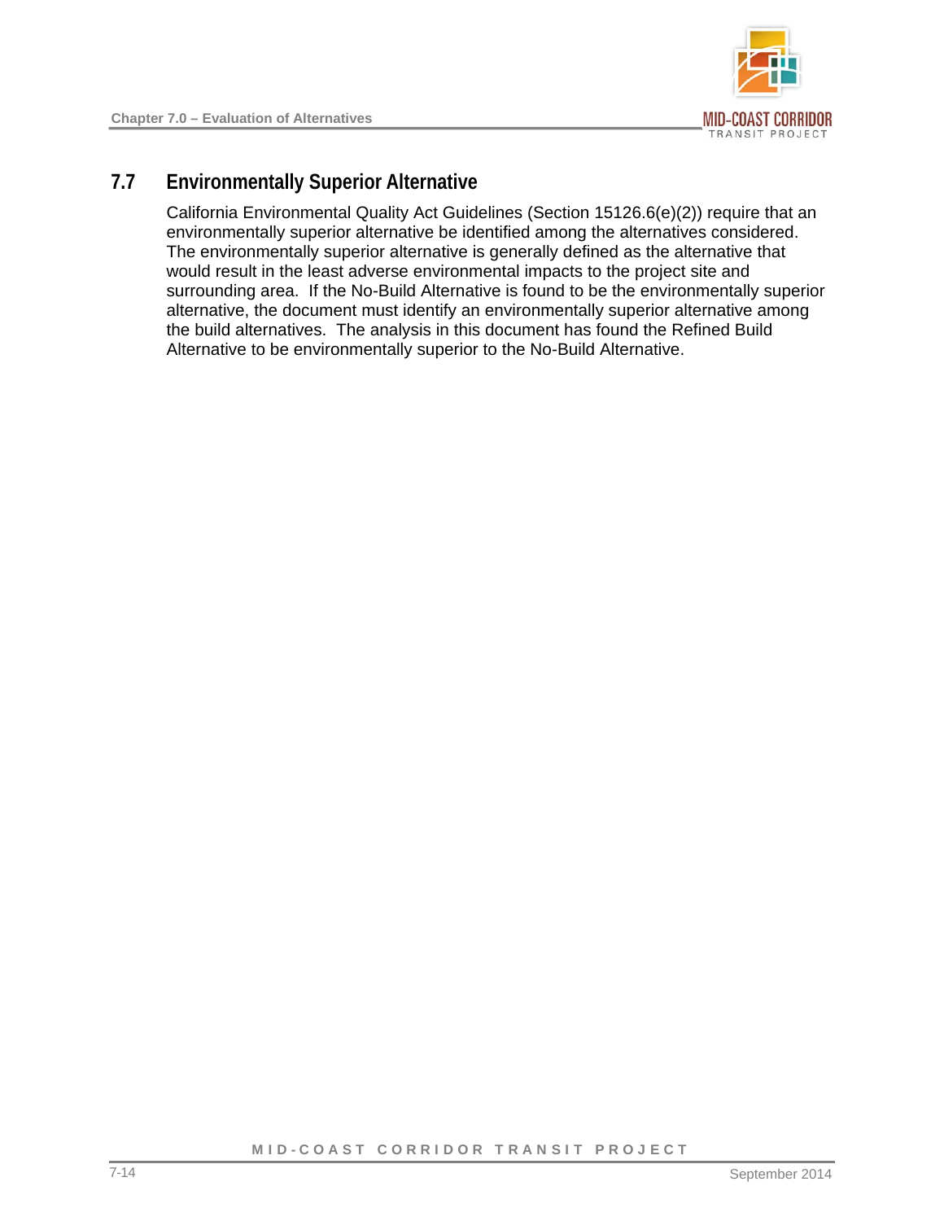## 7.7 Environmentally Superior Alternative

California Environmental Quality Act Guidelines (Section 15126.6(e)(2)) require that an environmentally superior alternative be identified among the alternatives considered. The environmentally superior alternative is generally defined as the alternative that would result in the least adverse environmental impacts to the project site and surrounding area. If the No-Build Alternative is found to be the environmentally superior alternative, the document must identify an environmentally superior alternative among the build alternatives. The analysis in this document has found the Refined Build Alternative to be environmentally superior to the No-Build Alternative.